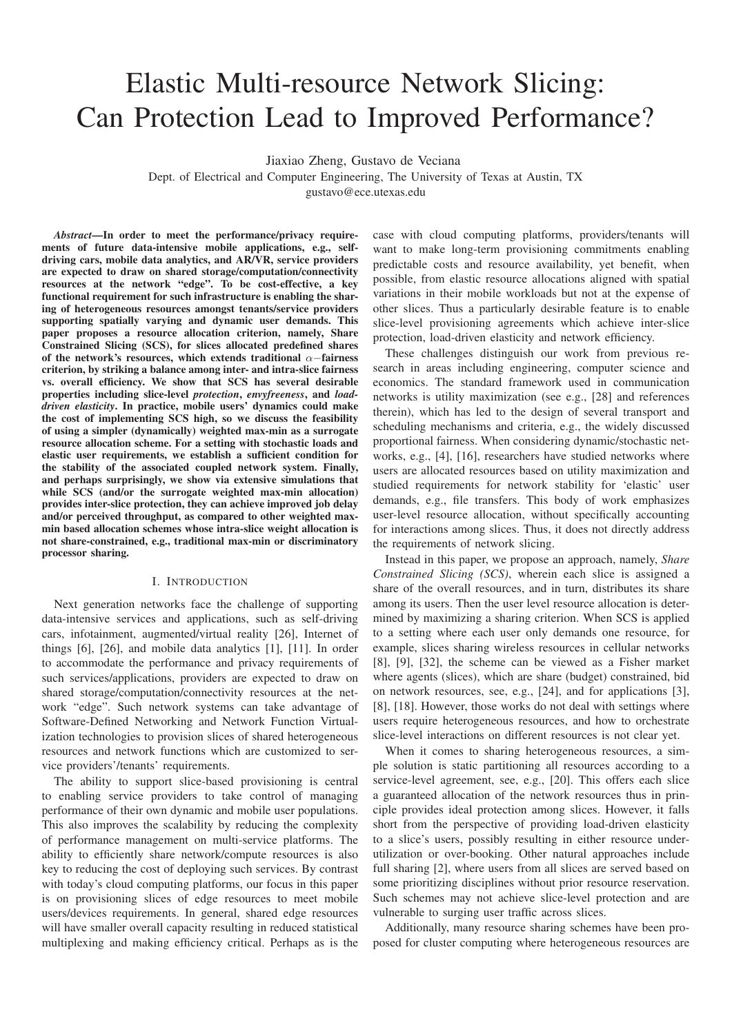# Elastic Multi-resource Network Slicing: Can Protection Lead to Improved Performance?

Jiaxiao Zheng, Gustavo de Veciana

Dept. of Electrical and Computer Engineering, The University of Texas at Austin, TX

gustavo@ece.utexas.edu

***Abstract*—In order to meet the performance/privacy requirements of future data-intensive mobile applications, e.g., self-driving cars, mobile data analytics, and AR/VR, service providers are expected to draw on shared storage/computation/connectivity resources at the network "edge". To be cost-effective, a key functional requirement for such infrastructure is enabling the sharing of heterogeneous resources amongst tenants/service providers supporting spatially varying and dynamic user demands. This paper proposes a resource allocation criterion, namely, Share Constrained Slicing (SCS), for slices allocated predefined shares of the network's resources, which extends traditional $\alpha-$fairness criterion, by striking a balance among inter- and intra-slice fairness vs. overall efficiency. We show that SCS has several desirable properties including slice-level *protection*, *envyfreeness*, and *load-driven elasticity*. In practice, mobile users' dynamics could make the cost of implementing SCS high, so we discuss the feasibility of using a simpler (dynamically) weighted max-min as a surrogate resource allocation scheme. For a setting with stochastic loads and elastic user requirements, we establish a sufficient condition for the stability of the associated coupled network system. Finally, and perhaps surprisingly, we show via extensive simulations that while SCS (and/or the surrogate weighted max-min allocation) provides inter-slice protection, they can achieve improved job delay and/or perceived throughput, as compared to other weighted max-min based allocation schemes whose intra-slice weight allocation is not share-constrained, e.g., traditional max-min or discriminatory processor sharing.**

## I. Introduction

Next generation networks face the challenge of supporting data-intensive services and applications, such as self-driving cars, infotainment, augmented/virtual reality [26], Internet of things [6], [26], and mobile data analytics [1], [11]. In order to accommodate the performance and privacy requirements of such services/applications, providers are expected to draw on shared storage/computation/connectivity resources at the network "edge". Such network systems can take advantage of Software-Defined Networking and Network Function Virtualization technologies to provision slices of shared heterogeneous resources and network functions which are customized to service providers'/tenants' requirements.

The ability to support slice-based provisioning is central to enabling service providers to take control of managing performance of their own dynamic and mobile user populations. This also improves the scalability by reducing the complexity of performance management on multi-service platforms. The ability to efficiently share network/compute resources is also key to reducing the cost of deploying such services. By contrast with today's cloud computing platforms, our focus in this paper is on provisioning slices of edge resources to meet mobile users/devices requirements. In general, shared edge resources will have smaller overall capacity resulting in reduced statistical multiplexing and making efficiency critical. Perhaps as is the case with cloud computing platforms, providers/tenants will want to make long-term provisioning commitments enabling predictable costs and resource availability, yet benefit, when possible, from elastic resource allocations aligned with spatial variations in their mobile workloads but not at the expense of other slices. Thus a particularly desirable feature is to enable slice-level provisioning agreements which achieve inter-slice protection, load-driven elasticity and network efficiency.

These challenges distinguish our work from previous research in areas including engineering, computer science and economics. The standard framework used in communication networks is utility maximization (see e.g., [28] and references therein), which has led to the design of several transport and scheduling mechanisms and criteria, e.g., the widely discussed proportional fairness. When considering dynamic/stochastic networks, e.g., [4], [16], researchers have studied networks where users are allocated resources based on utility maximization and studied requirements for network stability for 'elastic' user demands, e.g., file transfers. This body of work emphasizes user-level resource allocation, without specifically accounting for interactions among slices. Thus, it does not directly address the requirements of network slicing.

Instead in this paper, we propose an approach, namely, *Share Constrained Slicing (SCS)*, wherein each slice is assigned a share of the overall resources, and in turn, distributes its share among its users. Then the user level resource allocation is determined by maximizing a sharing criterion. When SCS is applied to a setting where each user only demands one resource, for example, slices sharing wireless resources in cellular networks [8], [9], [32], the scheme can be viewed as a Fisher market where agents (slices), which are share (budget) constrained, bid on network resources, see, e.g., [24], and for applications [3], [8], [18]. However, those works do not deal with settings where users require heterogeneous resources, and how to orchestrate slice-level interactions on different resources is not clear yet.

When it comes to sharing heterogeneous resources, a simple solution is static partitioning all resources according to a service-level agreement, see, e.g., [20]. This offers each slice a guaranteed allocation of the network resources thus in principle provides ideal protection among slices. However, it falls short from the perspective of providing load-driven elasticity to a slice's users, possibly resulting in either resource underutilization or over-booking. Other natural approaches include full sharing [2], where users from all slices are served based on some prioritizing disciplines without prior resource reservation. Such schemes may not achieve slice-level protection and are vulnerable to surging user traffic across slices.

Additionally, many resource sharing schemes have been proposed for cluster computing where heterogeneous resources are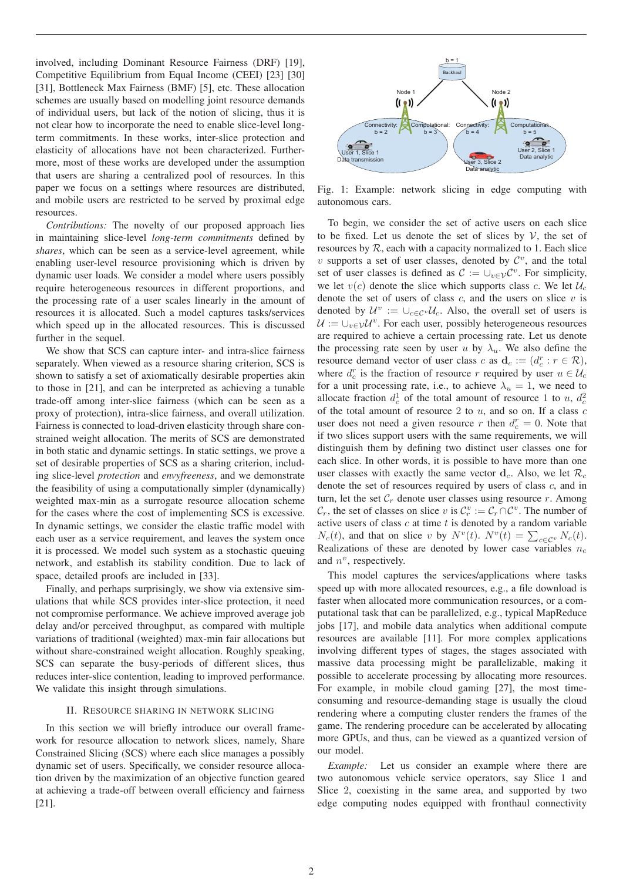involved, including Dominant Resource Fairness (DRF) [19], Competitive Equilibrium from Equal Income (CEEI) [23] [30] [31], Bottleneck Max Fairness (BMF) [5], etc. These allocation schemes are usually based on modelling joint resource demands of individual users, but lack of the notion of slicing, thus it is not clear how to incorporate the need to enable slice-level long-term commitments. In these works, inter-slice protection and elasticity of allocations have not been characterized. Furthermore, most of these works are developed under the assumption that users are sharing a centralized pool of resources. In this paper we focus on a settings where resources are distributed, and mobile users are restricted to be served by proximal edge resources.

*Contributions:* The novelty of our proposed approach lies in maintaining slice-level *long-term commitments* defined by *shares*, which can be seen as a service-level agreement, while enabling user-level resource provisioning which is driven by dynamic user loads. We consider a model where users possibly require heterogeneous resources in different proportions, and the processing rate of a user scales linearly in the amount of resources it is allocated. Such a model captures tasks/services which speed up in the allocated resources. This is discussed further in the sequel.

We show that SCS can capture inter- and intra-slice fairness separately. When viewed as a resource sharing criterion, SCS is shown to satisfy a set of axiomatically desirable properties akin to those in [21], and can be interpreted as achieving a tunable trade-off among inter-slice fairness (which can be seen as a proxy of protection), intra-slice fairness, and overall utilization. Fairness is connected to load-driven elasticity through share constrained weight allocation. The merits of SCS are demonstrated in both static and dynamic settings. In static settings, we prove a set of desirable properties of SCS as a sharing criterion, including slice-level *protection* and *envyfreeness*, and we demonstrate the feasibility of using a computationally simpler (dynamically) weighted max-min as a surrogate resource allocation scheme for the cases where the cost of implementing SCS is excessive. In dynamic settings, we consider the elastic traffic model with each user as a service requirement, and leaves the system once it is processed. We model such system as a stochastic queuing network, and establish its stability condition. Due to lack of space, detailed proofs are included in [33].

Finally, and perhaps surprisingly, we show via extensive simulations that while SCS provides inter-slice protection, it need not compromise performance. We achieve improved average job delay and/or perceived throughput, as compared with multiple variations of traditional (weighted) max-min fair allocations but without share-constrained weight allocation. Roughly speaking, SCS can separate the busy-periods of different slices, thus reduces inter-slice contention, leading to improved performance. We validate this insight through simulations.

## II. Resource sharing in network slicing

In this section we will briefly introduce our overall framework for resource allocation to network slices, namely, Share Constrained Slicing (SCS) where each slice manages a possibly dynamic set of users. Specifically, we consider resource allocation driven by the maximization of an objective function geared at achieving a trade-off between overall efficiency and fairness [21].

Fig. 1: Example: network slicing in edge computing with autonomous cars.

To begin, we consider the set of active users on each slice to be fixed. Let us denote the set of slices by $\mathcal{V}$, the set of resources by $\mathcal{R}$, each with a capacity normalized to 1. Each slice $v$ supports a set of user classes, denoted by $\mathcal{C}^v$, and the total set of user classes is defined as $\mathcal{C} := \cup_{v\in\mathcal{V}}\mathcal{C}^v$. For simplicity, we let $v(c)$ denote the slice which supports class $c$. We let $\mathcal{U}_c$ denote the set of users of class $c$, and the users on slice $v$ is denoted by $\mathcal{U}^v := \cup_{c\in\mathcal{C}^v}\mathcal{U}_c$. Also, the overall set of users is $\mathcal{U} := \cup_{v\in\mathcal{V}}\mathcal{U}^v$. For each user, possibly heterogeneous resources are required to achieve a certain processing rate. Let us denote the processing rate seen by user $u$ by $\lambda_u$. We also define the resource demand vector of user class $c$ as $\mathbf{d}_c := (d_c^r : r \in \mathcal{R})$, where $d_c^r$ is the fraction of resource $r$ required by user $u \in \mathcal{U}_c$ for a unit processing rate, i.e., to achieve $\lambda_u = 1$, we need to allocate fraction $d_c^1$ of the total amount of resource 1 to $u$, $d_c^2$ of the total amount of resource 2 to $u$, and so on. If a class $c$ user does not need a given resource $r$ then $d_c^r = 0$. Note that if two slices support users with the same requirements, we will distinguish them by defining two distinct user classes one for each slice. In other words, it is possible to have more than one user classes with exactly the same vector $\mathbf{d}_c$. Also, we let $\mathcal{R}_c$ denote the set of resources required by users of class $c$, and in turn, let the set $\mathcal{C}_r$ denote user classes using resource $r$. Among $\mathcal{C}_r$, the set of classes on slice $v$ is $\mathcal{C}_r^v := \mathcal{C}_r \cap \mathcal{C}^v$. The number of active users of class $c$ at time $t$ is denoted by a random variable $N_c(t)$, and that on slice $v$ by $N^v(t)$. $N^v(t) = \sum_{c\in\mathcal{C}^v} N_c(t)$. Realizations of these are denoted by lower case variables $n_c$ and $n^v$, respectively.

This model captures the services/applications where tasks speed up with more allocated resources, e.g., a file download is faster when allocated more communication resources, or a computational task that can be parallelized, e.g., typical MapReduce jobs [17], and mobile data analytics when additional compute resources are available [11]. For more complex applications involving different types of stages, the stages associated with massive data processing might be parallelizable, making it possible to accelerate processing by allocating more resources. For example, in mobile cloud gaming [27], the most time-consuming and resource-demanding stage is usually the cloud rendering where a computing cluster renders the frames of the game. The rendering procedure can be accelerated by allocating more GPUs, and thus, can be viewed as a quantized version of our model.

*Example:* Let us consider an example where there are two autonomous vehicle service operators, say Slice 1 and Slice 2, coexisting in the same area, and supported by two edge computing nodes equipped with fronthaul connectivity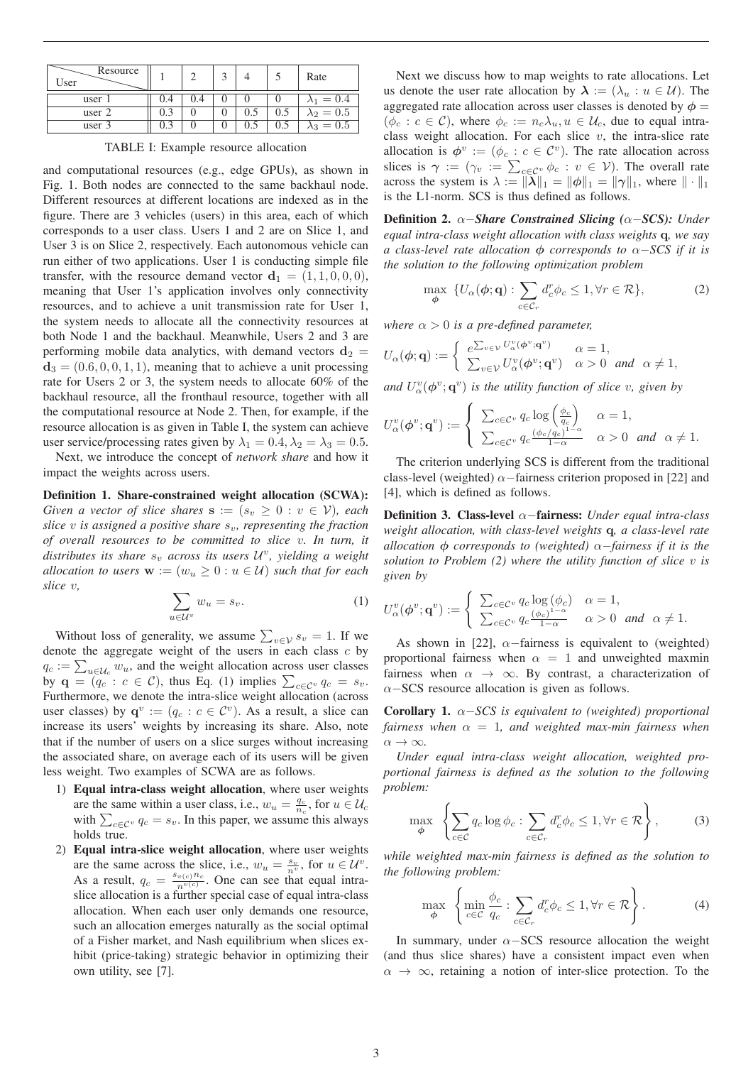| Resource / User | 1 | 2 | 3 | 4 | 5 | Rate |
|---|---|---|---|---|---|---|
| user 1 | 0.4 | 0.4 | 0 | 0 | 0 | $\lambda_1 = 0.4$ |
| user 2 | 0.3 | 0 | 0 | 0.5 | 0.5 | $\lambda_2 = 0.5$ |
| user 3 | 0.3 | 0 | 0 | 0.5 | 0.5 | $\lambda_3 = 0.5$ |

TABLE I: Example resource allocation

and computational resources (e.g., edge GPUs), as shown in Fig. 1. Both nodes are connected to the same backhaul node. Different resources at different locations are indexed as in the figure. There are 3 vehicles (users) in this area, each of which corresponds to a user class. Users 1 and 2 are on Slice 1, and User 3 is on Slice 2, respectively. Each autonomous vehicle can run either of two applications. User 1 is conducting simple file transfer, with the resource demand vector $\mathbf{d}_1 = (1, 1, 0, 0, 0)$, meaning that User 1's application involves only connectivity resources, and to achieve a unit transmission rate for User 1, the system needs to allocate all the connectivity resources at both Node 1 and the backhaul. Meanwhile, Users 2 and 3 are performing mobile data analytics, with demand vectors $\mathbf{d}_2 = \mathbf{d}_3 = (0.6, 0, 0, 1, 1)$, meaning that to achieve a unit processing rate for Users 2 or 3, the system needs to allocate 60% of the backhaul resource, all the fronthaul resource, together with all the computational resource at Node 2. Then, for example, if the resource allocation is as given in Table I, the system can achieve user service/processing rates given by $\lambda_1 = 0.4, \lambda_2 = \lambda_3 = 0.5$.

Next, we introduce the concept of *network share* and how it impact the weights across users.

**Definition 1. Share-constrained weight allocation (SCWA):** *Given a vector of slice shares $\mathbf{s} := (s_v \geq 0 : v \in \mathcal{V})$, each slice $v$ is assigned a positive share $s_v$, representing the fraction of overall resources to be committed to slice $v$. In turn, it distributes its share $s_v$ across its users $\mathcal{U}^v$, yielding a weight allocation to users $\mathbf{w} := (w_u \geq 0 : u \in \mathcal{U})$ such that for each slice $v$,*

$$\sum_{u \in \mathcal{U}^v} w_u = s_v. \tag{1}$$

Without loss of generality, we assume $\sum_{v \in \mathcal{V}} s_v = 1$. If we denote the aggregate weight of the users in each class $c$ by $q_c := \sum_{u \in \mathcal{U}_c} w_u$, and the weight allocation across user classes by $\mathbf{q} = (q_c : c \in \mathcal{C})$, thus Eq. (1) implies $\sum_{c \in \mathcal{C}^v} q_c = s_v$. Furthermore, we denote the intra-slice weight allocation (across user classes) by $\mathbf{q}^v := (q_c : c \in \mathcal{C}^v)$. As a result, a slice can increase its users' weights by increasing its share. Also, note that if the number of users on a slice surges without increasing the associated share, on average each of its users will be given less weight. Two examples of SCWA are as follows.

1) **Equal intra-class weight allocation**, where user weights are the same within a user class, i.e., $w_u = \frac{q_c}{n_c}$, for $u \in \mathcal{U}_c$ with $\sum_{c \in \mathcal{C}^v} q_c = s_v$. In this paper, we assume this always holds true.
2) **Equal intra-slice weight allocation**, where user weights are the same across the slice, i.e., $w_u = \frac{s_v}{n^v}$, for $u \in \mathcal{U}^v$. As a result, $q_c = \frac{s_{v(c)} n_c}{n^{v(c)}}$. One can see that equal intra-slice allocation is a further special case of equal intra-class allocation. When each user only demands one resource, such an allocation emerges naturally as the social optimal of a Fisher market, and Nash equilibrium when slices exhibit (price-taking) strategic behavior in optimizing their own utility, see [7].

Next we discuss how to map weights to rate allocations. Let us denote the user rate allocation by $\boldsymbol{\lambda} := (\lambda_u : u \in \mathcal{U})$. The aggregated rate allocation across user classes is denoted by $\boldsymbol{\phi} = (\phi_c : c \in \mathcal{C})$, where $\phi_c := n_c \lambda_u, u \in \mathcal{U}_c$, due to equal intra-class weight allocation. For each slice $v$, the intra-slice rate allocation is $\boldsymbol{\phi}^v := (\phi_c : c \in \mathcal{C}^v)$. The rate allocation across slices is $\boldsymbol{\gamma} := (\gamma_v := \sum_{c \in \mathcal{C}^v} \phi_c : v \in \mathcal{V})$. The overall rate across the system is $\lambda := \|\boldsymbol{\lambda}\|_1 = \|\boldsymbol{\phi}\|_1 = \|\boldsymbol{\gamma}\|_1$, where $\|\cdot\|_1$ is the L1-norm. SCS is thus defined as follows.

**Definition 2.** ***$\alpha-$Share Constrained Slicing ($\alpha-$SCS):*** *Under equal intra-class weight allocation with class weights $\mathbf{q}$, we say a class-level rate allocation $\boldsymbol{\phi}$ corresponds to $\alpha-$SCS if it is the solution to the following optimization problem*

$$\max_{\boldsymbol{\phi}} \ \{U_\alpha(\boldsymbol{\phi}; \mathbf{q}) : \sum_{c \in \mathcal{C}_r} d_c^r \phi_c \leq 1, \forall r \in \mathcal{R}\}, \tag{2}$$

*where $\alpha > 0$ is a pre-defined parameter,*

$$U_\alpha(\boldsymbol{\phi}; \mathbf{q}) := \begin{cases} e^{\sum_{v \in \mathcal{V}} U_\alpha^v(\boldsymbol{\phi}^v; \mathbf{q}^v)} & \alpha = 1, \\ \sum_{v \in \mathcal{V}} U_\alpha^v(\boldsymbol{\phi}^v; \mathbf{q}^v) & \alpha > 0 \ \text{and} \ \alpha \neq 1, \end{cases}$$

*and $U_\alpha^v(\boldsymbol{\phi}^v; \mathbf{q}^v)$ is the utility function of slice $v$, given by*

$$U_\alpha^v(\boldsymbol{\phi}^v; \mathbf{q}^v) := \begin{cases} \sum_{c \in \mathcal{C}^v} q_c \log\left(\frac{\phi_c}{q_c}\right) & \alpha = 1, \\ \sum_{c \in \mathcal{C}^v} q_c \frac{(\phi_c / q_c)^{1-\alpha}}{1-\alpha} & \alpha > 0 \ \text{and} \ \alpha \neq 1. \end{cases}$$

The criterion underlying SCS is different from the traditional class-level (weighted) $\alpha-$fairness criterion proposed in [22] and [4], which is defined as follows.

**Definition 3. Class-level $\alpha-$fairness:** *Under equal intra-class weight allocation, with class-level weights $\mathbf{q}$, a class-level rate allocation $\boldsymbol{\phi}$ corresponds to (weighted) $\alpha-$fairness if it is the solution to Problem (2) where the utility function of slice $v$ is given by*

$$U_\alpha^v(\boldsymbol{\phi}^v; \mathbf{q}^v) := \begin{cases} \sum_{c \in \mathcal{C}^v} q_c \log(\phi_c) & \alpha = 1, \\ \sum_{c \in \mathcal{C}^v} q_c \frac{(\phi_c)^{1-\alpha}}{1-\alpha} & \alpha > 0 \ \text{and} \ \alpha \neq 1. \end{cases}$$

As shown in [22], $\alpha-$fairness is equivalent to (weighted) proportional fairness when $\alpha = 1$ and unweighted maxmin fairness when $\alpha \to \infty$. By contrast, a characterization of $\alpha-$SCS resource allocation is given as follows.

**Corollary 1.** *$\alpha-$SCS is equivalent to (weighted) proportional fairness when $\alpha = 1$, and weighted max-min fairness when $\alpha \to \infty$.*

*Under equal intra-class weight allocation, weighted proportional fairness is defined as the solution to the following problem:*

$$\max_{\boldsymbol{\phi}} \ \left\{ \sum_{c \in \mathcal{C}} q_c \log \phi_c : \sum_{c \in \mathcal{C}_r} d_c^r \phi_c \leq 1, \forall r \in \mathcal{R} \right\}, \tag{3}$$

*while weighted max-min fairness is defined as the solution to the following problem:*

$$\max_{\boldsymbol{\phi}} \ \left\{ \min_{c \in \mathcal{C}} \frac{\phi_c}{q_c} : \sum_{c \in \mathcal{C}_r} d_c^r \phi_c \leq 1, \forall r \in \mathcal{R} \right\}. \tag{4}$$

In summary, under $\alpha-$SCS resource allocation the weight (and thus slice shares) have a consistent impact even when $\alpha \to \infty$, retaining a notion of inter-slice protection. To the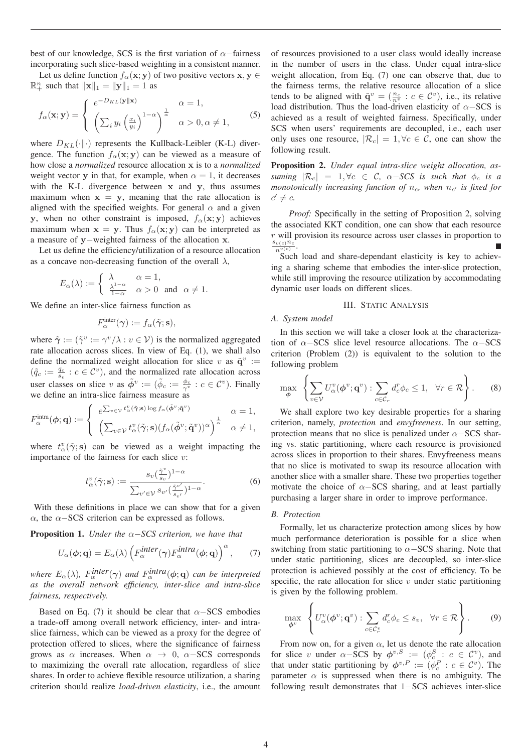best of our knowledge, SCS is the first variation of $\alpha-$fairness incorporating such slice-based weighting in a consistent manner.

Let us define function $f_\alpha(\mathbf{x};\mathbf{y})$ of two positive vectors $\mathbf{x},\mathbf{y} \in \mathbb{R}_+^n$ such that $\|\mathbf{x}\|_1 = \|\mathbf{y}\|_1 = 1$ as

$$f_\alpha(\mathbf{x};\mathbf{y}) = \begin{cases} e^{-D_{KL}(\mathbf{y}\|\mathbf{x})} & \alpha = 1, \\ \left(\sum_i y_i \left(\frac{x_i}{y_i}\right)^{1-\alpha}\right)^{\frac{1}{\alpha}} & \alpha > 0, \alpha \neq 1, \end{cases} \tag{5}$$

where $D_{KL}(\cdot\|\cdot)$ represents the Kullback-Leibler (K-L) divergence. The function $f_\alpha(\mathbf{x};\mathbf{y})$ can be viewed as a measure of how close a *normalized* resource allocation $\mathbf{x}$ is to a *normalized* weight vector $\mathbf{y}$ in that, for example, when $\alpha = 1$, it decreases with the K-L divergence between $\mathbf{x}$ and $\mathbf{y}$, thus assumes maximum when $\mathbf{x} = \mathbf{y}$, meaning that the rate allocation is aligned with the specified weights. For general $\alpha$ and a given $\mathbf{y}$, when no other constraint is imposed, $f_\alpha(\mathbf{x};\mathbf{y})$ achieves maximum when $\mathbf{x} = \mathbf{y}$. Thus $f_\alpha(\mathbf{x};\mathbf{y})$ can be interpreted as a measure of $\mathbf{y}-$weighted fairness of the allocation $\mathbf{x}$.

Let us define the efficiency/utilization of a resource allocation as a concave non-decreasing function of the overall $\lambda$,

$$E_\alpha(\lambda) := \begin{cases} \lambda & \alpha = 1, \\ \frac{\lambda^{1-\alpha}}{1-\alpha} & \alpha > 0 \text{ and } \alpha \neq 1. \end{cases}$$

We define an inter-slice fairness function as

$$F_\alpha^{\text{inter}}(\boldsymbol{\gamma}) := f_\alpha(\tilde{\boldsymbol{\gamma}};\mathbf{s}),$$

where $\tilde{\boldsymbol{\gamma}} := (\tilde{\gamma}^v := \gamma^v/\lambda : v \in \mathcal{V})$ is the normalized aggregated rate allocation across slices. In view of Eq. (1), we shall also define the normalized weight allocation for slice $v$ as $\tilde{\mathbf{q}}^v := (\tilde{q}_c := \frac{q_c}{s_v} : c \in \mathcal{C}^v)$, and the normalized rate allocation across user classes on slice $v$ as $\tilde{\boldsymbol{\phi}}^v := (\tilde{\phi}_c := \frac{\phi_c}{\gamma^v} : c \in \mathcal{C}^v)$. Finally we define an intra-slice fairness measure as

$$F_\alpha^{\text{intra}}(\boldsymbol{\phi};\mathbf{q}) := \begin{cases} e^{\sum_{v\in\mathcal{V}} t_\alpha^v(\tilde{\boldsymbol{\gamma}};\mathbf{s}) \log f_\alpha(\tilde{\boldsymbol{\phi}}^v;\tilde{\mathbf{q}}^v)} & \alpha = 1, \\ \left(\sum_{v\in\mathcal{V}} t_\alpha^v(\tilde{\boldsymbol{\gamma}};\mathbf{s})(f_\alpha(\tilde{\boldsymbol{\phi}}^v;\tilde{\mathbf{q}}^v))^\alpha\right)^{\frac{1}{\alpha}} & \alpha \neq 1, \end{cases}$$

where $t_\alpha^v(\tilde{\boldsymbol{\gamma}};\mathbf{s})$ can be viewed as a weight impacting the importance of the fairness for each slice $v$:

$$t_\alpha^v(\tilde{\boldsymbol{\gamma}};\mathbf{s}) := \frac{s_v(\frac{\tilde{\gamma}^v}{s_v})^{1-\alpha}}{\sum_{v'\in\mathcal{V}} s_{v'}(\frac{\tilde{\gamma}^{v'}}{s_{v'}})^{1-\alpha}}. \tag{6}$$

With these definitions in place we can show that for a given $\alpha$, the $\alpha-$SCS criterion can be expressed as follows.

**Proposition 1.** *Under the $\alpha-$SCS criterion, we have that*

$$U_\alpha(\boldsymbol{\phi};\mathbf{q}) = E_\alpha(\lambda)\left(F_\alpha^{\text{inter}}(\boldsymbol{\gamma})F_\alpha^{\text{intra}}(\boldsymbol{\phi};\mathbf{q})\right)^\alpha, \tag{7}$$

*where $E_\alpha(\lambda)$, $F_\alpha^{\text{inter}}(\boldsymbol{\gamma})$ and $F_\alpha^{\text{intra}}(\boldsymbol{\phi};\mathbf{q})$ can be interpreted as the overall network efficiency, inter-slice and intra-slice fairness, respectively.*

Based on Eq. (7) it should be clear that $\alpha-$SCS embodies a trade-off among overall network efficiency, inter- and intra-slice fairness, which can be viewed as a proxy for the degree of protection offered to slices, where the significance of fairness grows as $\alpha$ increases. When $\alpha \to 0$, $\alpha-$SCS corresponds to maximizing the overall rate allocation, regardless of slice shares. In order to achieve flexible resource utilization, a sharing criterion should realize *load-driven elasticity*, i.e., the amount of resources provisioned to a user class would ideally increase in the number of users in the class. Under equal intra-slice weight allocation, from Eq. (7) one can observe that, due to the fairness terms, the relative resource allocation of a slice tends to be aligned with $\tilde{\mathbf{q}}^v = (\frac{n_c}{n^v} : c \in \mathcal{C}^v)$, i.e., its relative load distribution. Thus the load-driven elasticity of $\alpha-$SCS is achieved as a result of weighted fairness. Specifically, under SCS when users' requirements are decoupled, i.e., each user only uses one resource, $|\mathcal{R}_c| = 1, \forall c \in \mathcal{C}$, one can show the following result.

**Proposition 2.** *Under equal intra-slice weight allocation, assuming $|\mathcal{R}_c| = 1, \forall c \in \mathcal{C}$, $\alpha-$SCS is such that $\phi_c$ is a monotonically increasing function of $n_c$, when $n_{c'}$ is fixed for $c' \neq c$.*

*Proof:* Specifically in the setting of Proposition 2, solving the associated KKT condition, one can show that each resource $r$ will provision its resource across user classes in proportion to $\frac{s_{v(c)}n_c}{n^{v(c)}}$. ∎

Such load and share-dependant elasticity is key to achieving a sharing scheme that embodies the inter-slice protection, while still improving the resource utilization by accommodating dynamic user loads on different slices.

## III. Static Analysis

### A. System model

In this section we will take a closer look at the characterization of $\alpha-$SCS slice level resource allocations. The $\alpha-$SCS criterion (Problem (2)) is equivalent to the solution to the following problem

$$\max_{\boldsymbol{\phi}} \left\{\sum_{v\in\mathcal{V}} U_\alpha^v(\boldsymbol{\phi}^v;\mathbf{q}^v) : \sum_{c\in\mathcal{C}_r} d_c^r \phi_c \leq 1, \quad \forall r \in \mathcal{R}\right\}. \tag{8}$$

We shall explore two key desirable properties for a sharing criterion, namely, *protection* and *envyfreeness*. In our setting, protection means that no slice is penalized under $\alpha-$SCS sharing vs. static partitioning, where each resource is provisioned across slices in proportion to their shares. Envyfreeness means that no slice is motivated to swap its resource allocation with another slice with a smaller share. These two properties together motivate the choice of $\alpha-$SCS sharing, and at least partially purchasing a larger share in order to improve performance.

### B. Protection

Formally, let us characterize protection among slices by how much performance deterioration is possible for a slice when switching from static partitioning to $\alpha-$SCS sharing. Note that under static partitioning, slices are decoupled, so inter-slice protection is achieved possibly at the cost of efficiency. To be specific, the rate allocation for slice $v$ under static partitioning is given by the following problem.

$$\max_{\boldsymbol{\phi}^v} \left\{U_\alpha^v(\boldsymbol{\phi}^v;\mathbf{q}^v) : \sum_{c\in\mathcal{C}_r^v} d_c^r \phi_c \leq s_v, \quad \forall r \in \mathcal{R}\right\}. \tag{9}$$

From now on, for a given $\alpha$, let us denote the rate allocation for slice $v$ under $\alpha-$SCS by $\boldsymbol{\phi}^{v,S} := (\phi_c^S : c \in \mathcal{C}^v)$, and that under static partitioning by $\boldsymbol{\phi}^{v,P} := (\phi_c^P : c \in \mathcal{C}^v)$. The parameter $\alpha$ is suppressed when there is no ambiguity. The following result demonstrates that $1-$SCS achieves inter-slice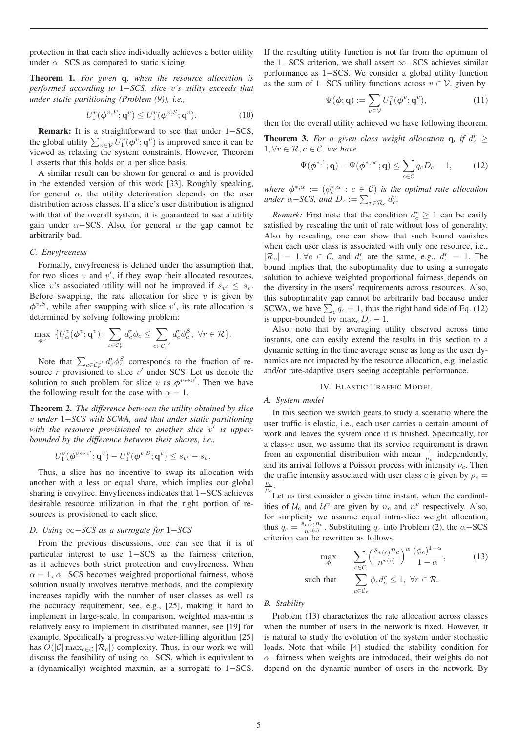protection in that each slice individually achieves a better utility under $\alpha-$SCS as compared to static slicing.

**Theorem 1.** *For given* $\mathbf{q}$*, when the resource allocation is performed according to* $1-$*SCS, slice* $v$*'s utility exceeds that under static partitioning (Problem (9)), i.e.,*

$$U_1^v(\boldsymbol{\phi}^{v,P};\mathbf{q}^v) \leq U_1^v(\boldsymbol{\phi}^{v,S};\mathbf{q}^v). \tag{10}$$

**Remark:** It is a straightforward to see that under $1-$SCS, the global utility $\sum_{v\in\mathcal{V}} U_1^v(\boldsymbol{\phi}^v;\mathbf{q}^v)$ is improved since it can be viewed as relaxing the system constraints. However, Theorem 1 asserts that this holds on a per slice basis.

A similar result can be shown for general $\alpha$ and is provided in the extended version of this work [33]. Roughly speaking, for general $\alpha$, the utility deterioration depends on the user distribution across classes. If a slice's user distribution is aligned with that of the overall system, it is guaranteed to see a utility gain under $\alpha-$SCS. Also, for general $\alpha$ the gap cannot be arbitrarily bad.

### C. Envyfreeness

Formally, envyfreeness is defined under the assumption that, for two slices $v$ and $v'$, if they swap their allocated resources, slice $v$'s associated utility will not be improved if $s_{v'} \leq s_v$. Before swapping, the rate allocation for slice $v$ is given by $\boldsymbol{\phi}^{v,S}$, while after swapping with slice $v'$, its rate allocation is determined by solving following problem:

$$\max_{\boldsymbol{\phi}^v} \ \{U_\alpha^v(\boldsymbol{\phi}^v;\mathbf{q}^v) : \sum_{c\in\mathcal{C}_r^v} d_c^r\phi_c \leq \sum_{c\in\mathcal{C}_r^{v'}} d_c^r\phi_c^S, \ \forall r\in\mathcal{R}\}.$$

Note that $\sum_{c\in\mathcal{C}_r^{v'}} d_c^r\phi_c^S$ corresponds to the fraction of resource $r$ provisioned to slice $v'$ under SCS. Let us denote the solution to such problem for slice $v$ as $\boldsymbol{\phi}^{v\leftrightarrow v'}$. Then we have the following result for the case with $\alpha=1$.

**Theorem 2.** *The difference between the utility obtained by slice* $v$ *under* $1-$*SCS with SCWA, and that under static partitioning with the resource provisioned to another slice* $v'$ *is upper-bounded by the difference between their shares, i.e.,*

$$U_1^v(\boldsymbol{\phi}^{v\leftrightarrow v'};\mathbf{q}^v) - U_1^v(\boldsymbol{\phi}^{v,S};\mathbf{q}^v) \leq s_{v'} - s_v.$$

Thus, a slice has no incentive to swap its allocation with another with a less or equal share, which implies our global sharing is envyfree. Envyfreeness indicates that $1-$SCS achieves desirable resource utilization in that the right portion of resources is provisioned to each slice.

### D. Using $\infty-$SCS as a surrogate for $1-$SCS

From the previous discussions, one can see that it is of particular interest to use $1-$SCS as the fairness criterion, as it achieves both strict protection and envyfreeness. When $\alpha=1$, $\alpha-$SCS becomes weighted proportional fairness, whose solution usually involves iterative methods, and the complexity increases rapidly with the number of user classes as well as the accuracy requirement, see, e.g., [25], making it hard to implement in large-scale. In comparison, weighted max-min is relatively easy to implement in distributed manner, see [19] for example. Specifically a progressive water-filling algorithm [25] has $O(|\mathcal{C}|\max_{c\in\mathcal{C}}|\mathcal{R}_c|)$ complexity. Thus, in our work we will discuss the feasibility of using $\infty-$SCS, which is equivalent to a (dynamically) weighted maxmin, as a surrogate to $1-$SCS. If the resulting utility function is not far from the optimum of the $1-$SCS criterion, we shall assert $\infty-$SCS achieves similar performance as $1-$SCS. We consider a global utility function as the sum of $1-$SCS utility functions across $v\in\mathcal{V}$, given by

$$\Psi(\boldsymbol{\phi};\mathbf{q}) := \sum_{v\in\mathcal{V}} U_1^v(\boldsymbol{\phi}^v;\mathbf{q}^v), \tag{11}$$

then for the overall utility achieved we have following theorem.

**Theorem 3.** *For a given class weight allocation* $\mathbf{q}$*, if* $d_c^r \geq 1, \forall r\in\mathcal{R}, c\in\mathcal{C}$*, we have*

$$\Psi(\boldsymbol{\phi}^{*,1};\mathbf{q}) - \Psi(\boldsymbol{\phi}^{*,\infty};\mathbf{q}) \leq \sum_{c\in\mathcal{C}} q_c D_c - 1, \tag{12}$$

*where* $\boldsymbol{\phi}^{*,\alpha} := (\phi_c^{*,\alpha} : c\in\mathcal{C})$ *is the optimal rate allocation under* $\alpha-$*SCS, and* $D_c := \sum_{r\in\mathcal{R}_c} d_c^r$*.*

*Remark:* First note that the condition $d_c^r \geq 1$ can be easily satisfied by rescaling the unit of rate without loss of generality. Also by rescaling, one can show that such bound vanishes when each user class is associated with only one resource, i.e., $|\mathcal{R}_c| = 1, \forall c\in\mathcal{C}$, and $d_c^r$ are the same, e.g., $d_c^r = 1$. The bound implies that, the suboptimality due to using a surrogate solution to achieve weighted proportional fairness depends on the diversity in the users' requirements across resources. Also, this suboptimality gap cannot be arbitrarily bad because under SCWA, we have $\sum_c q_c = 1$, thus the right hand side of Eq. (12) is upper-bounded by $\max_c D_c - 1$.

Also, note that by averaging utility observed across time instants, one can easily extend the results in this section to a dynamic setting in the time average sense as long as the user dynamics are not impacted by the resource allocation, e.g. inelastic and/or rate-adaptive users seeing acceptable performance.

## IV. Elastic Traffic Model

### A. System model

In this section we switch gears to study a scenario where the user traffic is elastic, i.e., each user carries a certain amount of work and leaves the system once it is finished. Specifically, for a class-$c$ user, we assume that its service requirement is drawn from an exponential distribution with mean $\frac{1}{\mu_c}$ independently, and its arrival follows a Poisson process with intensity $\nu_c$. Then the traffic intensity associated with user class $c$ is given by $\rho_c = \frac{\nu_c}{\mu_c}$.

Let us first consider a given time instant, when the cardinalities of $\mathcal{U}_c$ and $\mathcal{U}^v$ are given by $n_c$ and $n^v$ respectively. Also, for simplicity we assume equal intra-slice weight allocation, thus $q_c = \frac{s_{v(c)}n_c}{n^{v(c)}}$. Substituting $q_c$ into Problem (2), the $\alpha-$SCS criterion can be rewritten as follows.

$$\begin{aligned} \max_{\boldsymbol{\phi}} \quad & \sum_{c\in\mathcal{C}} \Big(\frac{s_{v(c)}n_c}{n^{v(c)}}\Big)^\alpha \frac{(\phi_c)^{1-\alpha}}{1-\alpha}, \\ \text{such that} \quad & \sum_{c\in\mathcal{C}_r} \phi_c d_c^r \leq 1, \ \forall r\in\mathcal{R}. \end{aligned} \tag{13}$$

### B. Stability

Problem (13) characterizes the rate allocation across classes when the number of users in the network is fixed. However, it is natural to study the evolution of the system under stochastic loads. Note that while [4] studied the stability condition for $\alpha-$fairness when weights are introduced, their weights do not depend on the dynamic number of users in the network. By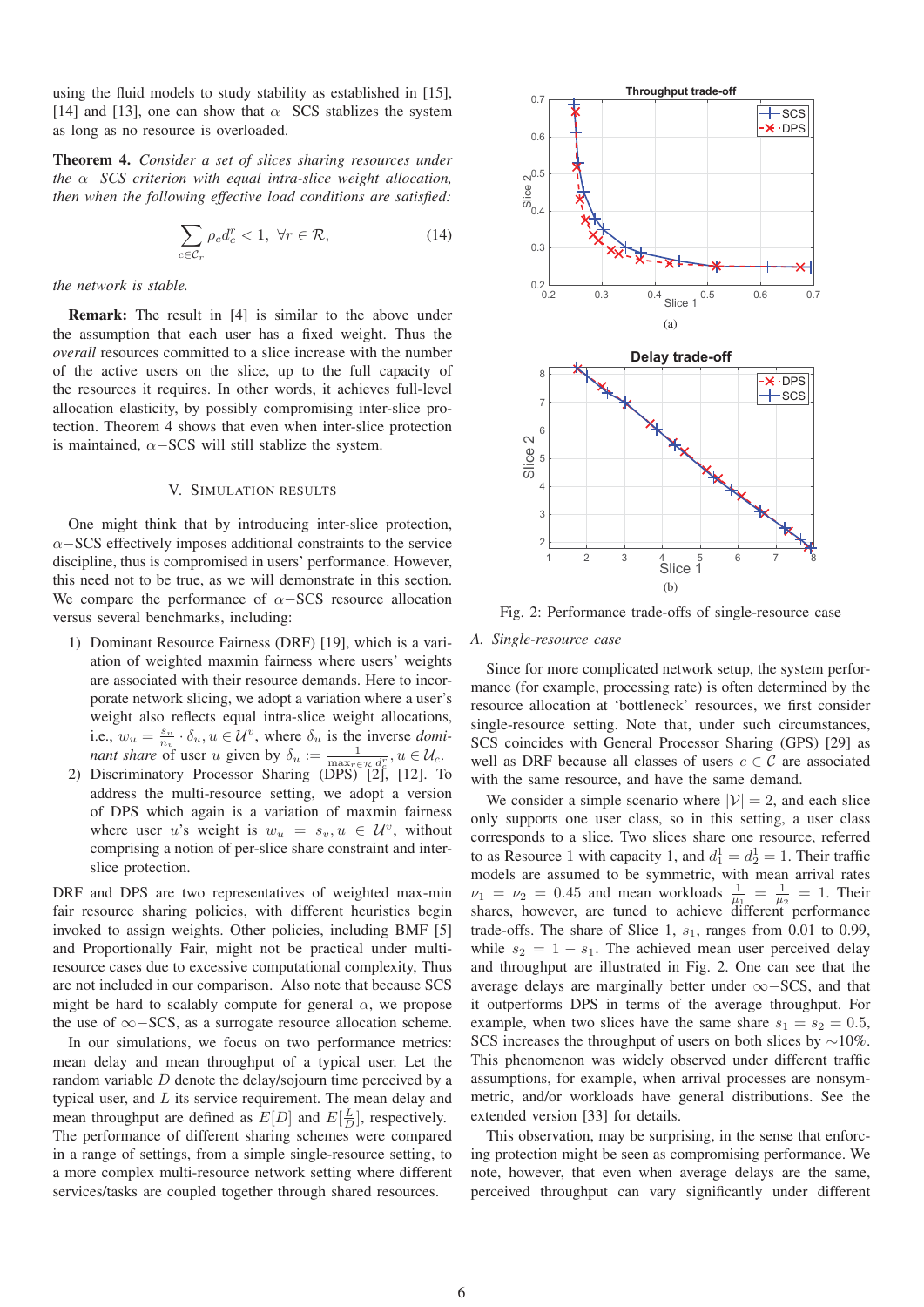using the fluid models to study stability as established in [15], [14] and [13], one can show that $\alpha-$SCS stablizes the system as long as no resource is overloaded.

**Theorem 4.** *Consider a set of slices sharing resources under the $\alpha-$SCS criterion with equal intra-slice weight allocation, then when the following effective load conditions are satisfied:*

$$\sum_{c \in \mathcal{C}_r} \rho_c d_c^r < 1, \ \forall r \in \mathcal{R}, \tag{14}$$

*the network is stable.*

**Remark:** The result in [4] is similar to the above under the assumption that each user has a fixed weight. Thus the *overall* resources committed to a slice increase with the number of the active users on the slice, up to the full capacity of the resources it requires. In other words, it achieves full-level allocation elasticity, by possibly compromising inter-slice protection. Theorem 4 shows that even when inter-slice protection is maintained, $\alpha-$SCS will still stablize the system.

## V. Simulation Results

One might think that by introducing inter-slice protection, $\alpha-$SCS effectively imposes additional constraints to the service discipline, thus is compromised in users' performance. However, this need not to be true, as we will demonstrate in this section. We compare the performance of $\alpha-$SCS resource allocation versus several benchmarks, including:

1) Dominant Resource Fairness (DRF) [19], which is a variation of weighted maxmin fairness where users' weights are associated with their resource demands. Here to incorporate network slicing, we adopt a variation where a user's weight also reflects intra-slice weight allocations, i.e., $w_u = \frac{s_v}{n_v} \cdot \delta_u, u \in \mathcal{U}^v$, where $\delta_u$ is the inverse *dominant share* of user $u$ given by $\delta_u := \frac{1}{\max_{r \in \mathcal{R}} d_c^r}, u \in \mathcal{U}_c$.
2) Discriminatory Processor Sharing (DPS) [2], [12]. To address the multi-resource setting, we adopt a version of DPS which again is a variation of maxmin fairness where user $u$'s weight is $w_u = s_v, u \in \mathcal{U}^v$, without comprising a notion of per-slice share constraint and inter-slice protection.

DRF and DPS are two representatives of weighted max-min fair resource sharing policies, with different heuristics begin invoked to assign weights. Other policies, including BMF [5] and Proportionally Fair, might not be practical under multi-resource cases due to excessive computational complexity, Thus are not included in our comparison. Also note that because SCS might be hard to scalably compute for general $\alpha$, we propose the use of $\infty-$SCS, as a surrogate resource allocation scheme.

In our simulations, we focus on two performance metrics: mean delay and mean throughput of a typical user. Let the random variable $D$ denote the delay/sojourn time perceived by a typical user, and $L$ its service requirement. The mean delay and mean throughput are defined as $E[D]$ and $E[\frac{L}{D}]$, respectively. The performance of different sharing schemes were compared in a range of settings, from a simple single-resource setting, to a more complex multi-resource network setting where different services/tasks are coupled together through shared resources.

Fig. 2: Performance trade-offs of single-resource case

### A. Single-resource case

Since for more complicated network setup, the system performance (for example, processing rate) is often determined by the resource allocation at 'bottleneck' resources, we first consider single-resource setting. Note that, under such circumstances, SCS coincides with General Processor Sharing (GPS) [29] as well as DRF because all classes of users $c \in \mathcal{C}$ are associated with the same resource, and have the same demand.

We consider a simple scenario where $|\mathcal{V}| = 2$, and each slice only supports one user class, so in this setting, a user class corresponds to a slice. Two slices share one resource, referred to as Resource 1 with capacity 1, and $d_1^1 = d_2^1 = 1$. Their traffic models are assumed to be symmetric, with mean arrival rates $\nu_1 = \nu_2 = 0.45$ and mean workloads $\frac{1}{\mu_1} = \frac{1}{\mu_2} = 1$. Their shares, however, are tuned to achieve different performance trade-offs. The share of Slice 1, $s_1$, ranges from 0.01 to 0.99, while $s_2 = 1 - s_1$. The achieved mean user perceived delay and throughput are illustrated in Fig. 2. One can see that the average delays are marginally better under $\infty-$SCS, and that it outperforms DPS in terms of the average throughput. For example, when two slices have the same share $s_1 = s_2 = 0.5$, SCS increases the throughput of users on both slices by $\sim$10%. This phenomenon was widely observed under different traffic assumptions, for example, when arrival processes are nonsymmetric, and/or workloads have general distributions. See the extended version [33] for details.

This observation, may be surprising, in the sense that enforcing protection might be seen as compromising performance. We note, however, that even when average delays are the same, perceived throughput can vary significantly under different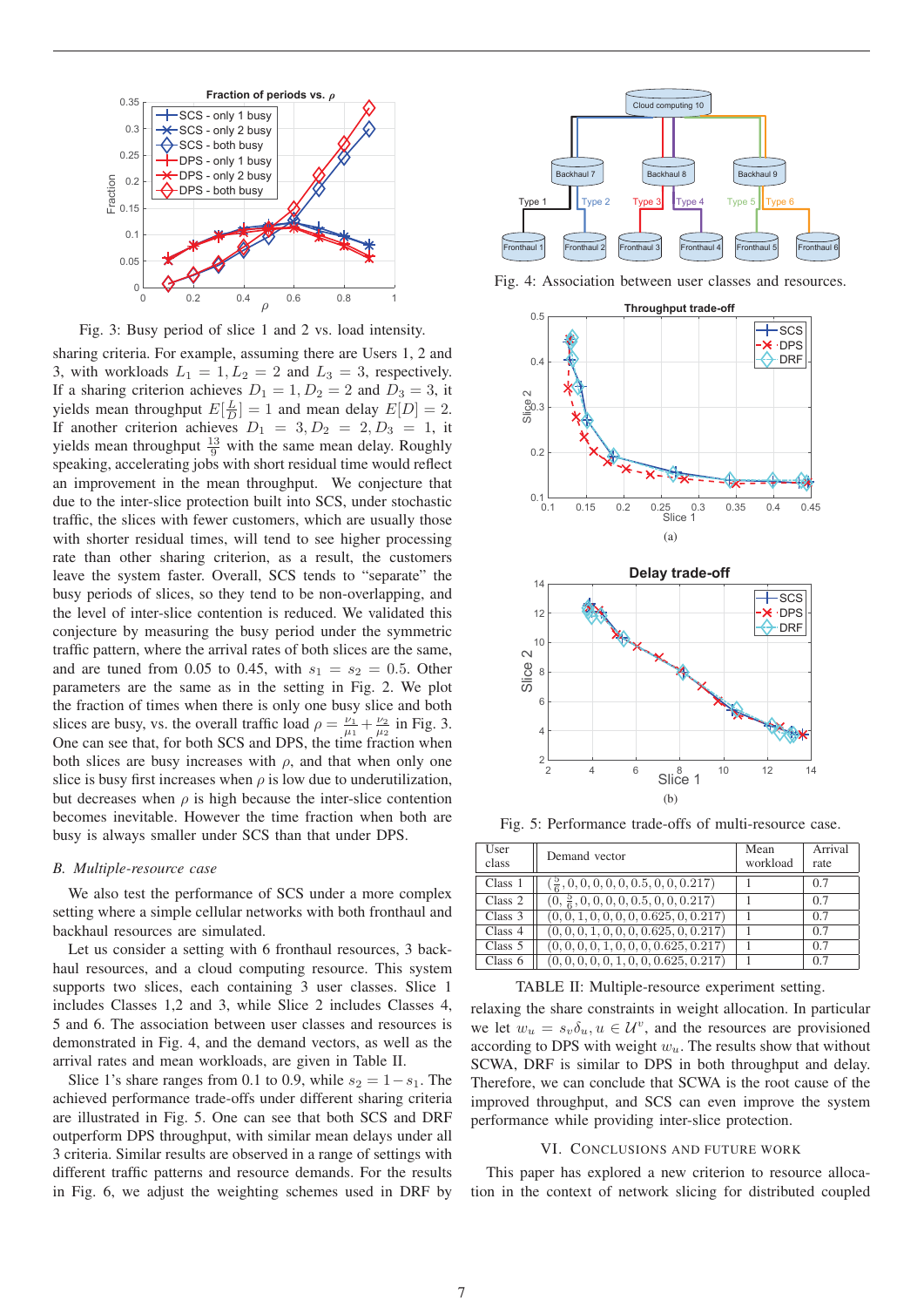Fig. 3: Busy period of slice 1 and 2 vs. load intensity.

sharing criteria. For example, assuming there are Users 1, 2 and 3, with workloads $L_1 = 1, L_2 = 2$ and $L_3 = 3$, respectively. If a sharing criterion achieves $D_1 = 1, D_2 = 2$ and $D_3 = 3$, it yields mean throughput $E[\frac{L}{D}] = 1$ and mean delay $E[D] = 2$. If another criterion achieves $D_1 = 3, D_2 = 2, D_3 = 1$, it yields mean throughput $\frac{13}{9}$ with the same mean delay. Roughly speaking, accelerating jobs with short residual time would reflect an improvement in the mean throughput. We conjecture that due to the inter-slice protection built into SCS, under stochastic traffic, the slices with fewer customers, which are usually those with shorter residual times, will tend to see higher processing rate than other sharing criterion, as a result, the customers leave the system faster. Overall, SCS tends to "separate" the busy periods of slices, so they tend to be non-overlapping, and the level of inter-slice contention is reduced. We validated this conjecture by measuring the busy period under the symmetric traffic pattern, where the arrival rates of both slices are the same, and are tuned from 0.05 to 0.45, with $s_1 = s_2 = 0.5$. Other parameters are the same as in the setting in Fig. 2. We plot the fraction of times when there is only one busy slice and both slices are busy, vs. the overall traffic load $\rho = \frac{\nu_1}{\mu_1} + \frac{\nu_2}{\mu_2}$ in Fig. 3. One can see that, for both SCS and DPS, the time fraction when both slices are busy increases with $\rho$, and that when only one slice is busy first increases when $\rho$ is low due to underutilization, but decreases when $\rho$ is high because the inter-slice contention becomes inevitable. However the time fraction when both are busy is always smaller under SCS than that under DPS.

## *B. Multiple-resource case*

We also test the performance of SCS under a more complex setting where a simple cellular networks with both fronthaul and backhaul resources are simulated.

Let us consider a setting with 6 fronthaul resources, 3 backhaul resources, and a cloud computing resource. This system supports two slices, each containing 3 user classes. Slice 1 includes Classes 1,2 and 3, while Slice 2 includes Classes 4, 5 and 6. The association between user classes and resources is demonstrated in Fig. 4, and the demand vectors, as well as the arrival rates and mean workloads, are given in Table II.

Slice 1's share ranges from 0.1 to 0.9, while $s_2 = 1 - s_1$. The achieved performance trade-offs under different sharing criteria are illustrated in Fig. 5. One can see that both SCS and DRF outperform DPS throughput, with similar mean delays under all 3 criteria. Similar results are observed in a range of settings with different traffic patterns and resource demands. For the results in Fig. 6, we adjust the weighting schemes used in DRF by

Fig. 4: Association between user classes and resources.

(a)

(b)

Fig. 5: Performance trade-offs of multi-resource case.

| User class | Demand vector | Mean workload | Arrival rate |
|---|---|---|---|
| Class 1 | $(\frac{5}{6}, 0, 0, 0, 0, 0, 0.5, 0, 0, 0.217)$ | 1 | 0.7 |
| Class 2 | $(0, \frac{5}{6}, 0, 0, 0, 0, 0.5, 0, 0, 0.217)$ | 1 | 0.7 |
| Class 3 | $(0, 0, 1, 0, 0, 0, 0, 0.625, 0, 0.217)$ | 1 | 0.7 |
| Class 4 | $(0, 0, 0, 1, 0, 0, 0, 0.625, 0, 0.217)$ | 1 | 0.7 |
| Class 5 | $(0, 0, 0, 0, 1, 0, 0, 0, 0.625, 0.217)$ | 1 | 0.7 |
| Class 6 | $(0, 0, 0, 0, 0, 1, 0, 0, 0.625, 0.217)$ | 1 | 0.7 |

TABLE II: Multiple-resource experiment setting.

relaxing the share constraints in weight allocation. In particular we let $w_u = s_v \delta_u, u \in \mathcal{U}^v$, and the resources are provisioned according to DPS with weight $w_u$. The results show that without SCWA, DRF is similar to DPS in both throughput and delay. Therefore, we can conclude that SCWA is the root cause of the improved throughput, and SCS can even improve the system performance while providing inter-slice protection.

# VI. Conclusions and Future Work

This paper has explored a new criterion to resource allocation in the context of network slicing for distributed coupled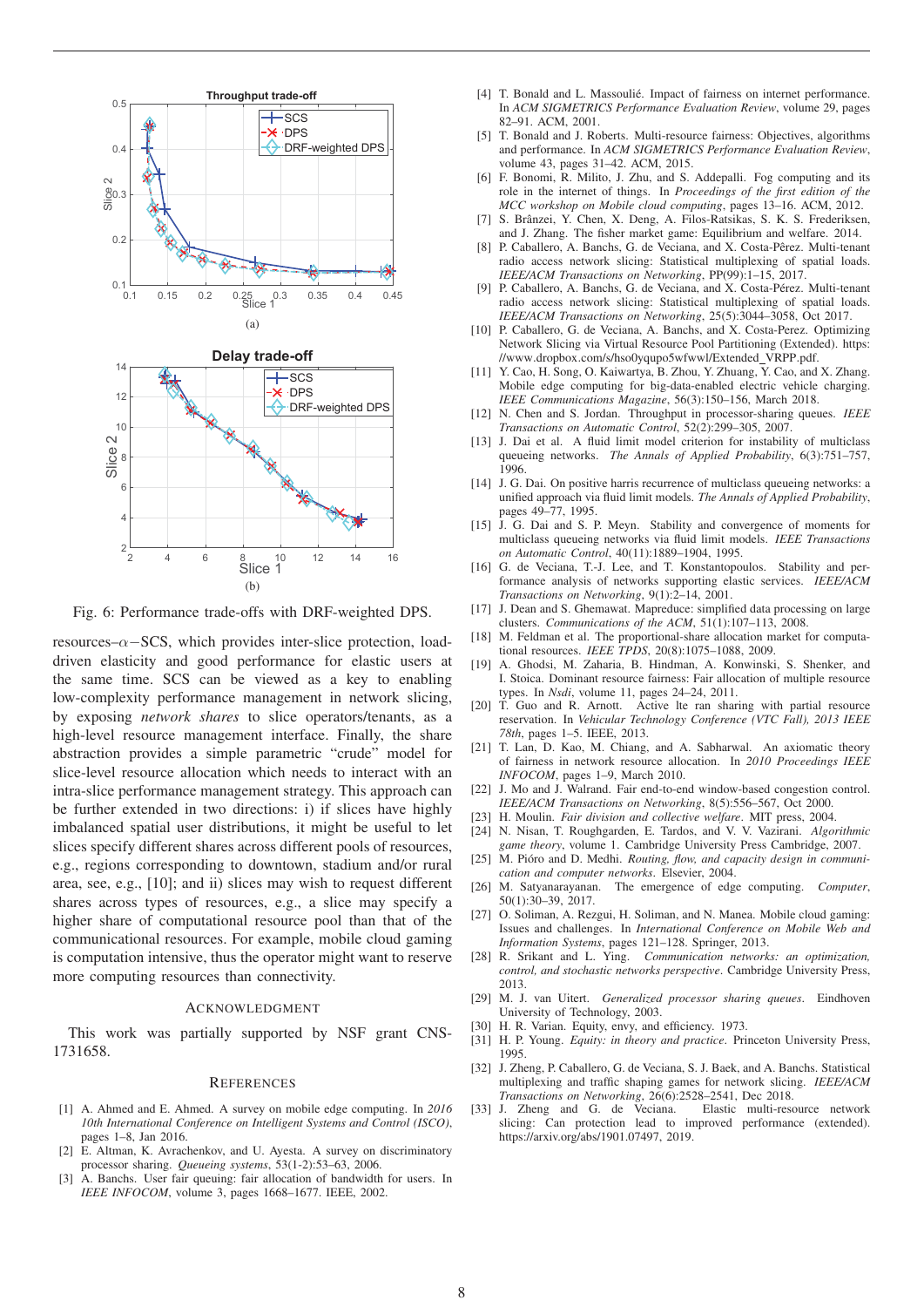Throughput trade-off

SCS
DPS
DRF-weighted DPS

Slice 2
Slice 1

0.5
0.4
0.3
0.2
0.1

0.1 0.15 0.2 0.25 0.3 0.35 0.4 0.45

(a)

Delay trade-off

SCS
DPS
DRF-weighted DPS

Slice 2
Slice 1

14
12
10
8
6
4
2

2 4 6 8 10 12 14 16

(b)

Fig. 6: Performance trade-offs with DRF-weighted DPS.

resources–$\alpha-$SCS, which provides inter-slice protection, load-driven elasticity and good performance for elastic users at the same time. SCS can be viewed as a key to enabling low-complexity performance management in network slicing, by exposing *network shares* to slice operators/tenants, as a high-level resource management interface. Finally, the share abstraction provides a simple parametric "crude" model for slice-level resource allocation which needs to interact with an intra-slice performance management strategy. This approach can be further extended in two directions: i) if slices have highly imbalanced spatial user distributions, it might be useful to let slices specify different shares across different pools of resources, e.g., regions corresponding to downtown, stadium and/or rural area, see, e.g., [10]; and ii) slices may wish to request different shares across types of resources, e.g., a slice may specify a higher share of computational resource pool than that of the communicational resources. For example, mobile cloud gaming is computation intensive, thus the operator might want to reserve more computing resources than connectivity.

## Acknowledgment

This work was partially supported by NSF grant CNS-1731658.

## References

[1] A. Ahmed and E. Ahmed. A survey on mobile edge computing. In *2016 10th International Conference on Intelligent Systems and Control (ISCO)*, pages 1–8, Jan 2016.

[2] E. Altman, K. Avrachenkov, and U. Ayesta. A survey on discriminatory processor sharing. *Queueing systems*, 53(1-2):53–63, 2006.

[3] A. Banchs. User fair queuing: fair allocation of bandwidth for users. In *IEEE INFOCOM*, volume 3, pages 1668–1677. IEEE, 2002.

[4] T. Bonald and L. Massoulié. Impact of fairness on internet performance. In *ACM SIGMETRICS Performance Evaluation Review*, volume 29, pages 82–91. ACM, 2001.

[5] T. Bonald and J. Roberts. Multi-resource fairness: Objectives, algorithms and performance. In *ACM SIGMETRICS Performance Evaluation Review*, volume 43, pages 31–42. ACM, 2015.

[6] F. Bonomi, R. Milito, J. Zhu, and S. Addepalli. Fog computing and its role in the internet of things. In *Proceedings of the first edition of the MCC workshop on Mobile cloud computing*, pages 13–16. ACM, 2012.

[7] S. Brânzei, Y. Chen, X. Deng, A. Filos-Ratsikas, S. K. S. Frederiksen, and J. Zhang. The fisher market game: Equilibrium and welfare. 2014.

[8] P. Caballero, A. Banchs, G. de Veciana, and X. Costa-Pêrez. Multi-tenant radio access network slicing: Statistical multiplexing of spatial loads. *IEEE/ACM Transactions on Networking*, PP(99):1–15, 2017.

[9] P. Caballero, A. Banchs, G. de Veciana, and X. Costa-Pérez. Multi-tenant radio access network slicing: Statistical multiplexing of spatial loads. *IEEE/ACM Transactions on Networking*, 25(5):3044–3058, Oct 2017.

[10] P. Caballero, G. de Veciana, A. Banchs, and X. Costa-Perez. Optimizing Network Slicing via Virtual Resource Pool Partitioning (Extended). https://www.dropbox.com/s/hso0yqupo5wfwwl/Extended_VRPP.pdf.

[11] Y. Cao, H. Song, O. Kaiwartya, B. Zhou, Y. Zhuang, Y. Cao, and X. Zhang. Mobile edge computing for big-data-enabled electric vehicle charging. *IEEE Communications Magazine*, 56(3):150–156, March 2018.

[12] N. Chen and S. Jordan. Throughput in processor-sharing queues. *IEEE Transactions on Automatic Control*, 52(2):299–305, 2007.

[13] J. Dai et al. A fluid limit model criterion for instability of multiclass queueing networks. *The Annals of Applied Probability*, 6(3):751–757, 1996.

[14] J. G. Dai. On positive harris recurrence of multiclass queueing networks: a unified approach via fluid limit models. *The Annals of Applied Probability*, pages 49–77, 1995.

[15] J. G. Dai and S. P. Meyn. Stability and convergence of moments for multiclass queueing networks via fluid limit models. *IEEE Transactions on Automatic Control*, 40(11):1889–1904, 1995.

[16] G. de Veciana, T.-J. Lee, and T. Konstantopoulos. Stability and performance analysis of networks supporting elastic services. *IEEE/ACM Transactions on Networking*, 9(1):2–14, 2001.

[17] J. Dean and S. Ghemawat. Mapreduce: simplified data processing on large clusters. *Communications of the ACM*, 51(1):107–113, 2008.

[18] M. Feldman et al. The proportional-share allocation market for computational resources. *IEEE TPDS*, 20(8):1075–1088, 2009.

[19] A. Ghodsi, M. Zaharia, B. Hindman, A. Konwinski, S. Shenker, and I. Stoica. Dominant resource fairness: Fair allocation of multiple resource types. In *Nsdi*, volume 11, pages 24–24, 2011.

[20] T. Guo and R. Arnott. Active lte ran sharing with partial resource reservation. In *Vehicular Technology Conference (VTC Fall), 2013 IEEE 78th*, pages 1–5. IEEE, 2013.

[21] T. Lan, D. Kao, M. Chiang, and A. Sabharwal. An axiomatic theory of fairness in network resource allocation. In *2010 Proceedings IEEE INFOCOM*, pages 1–9, March 2010.

[22] J. Mo and J. Walrand. Fair end-to-end window-based congestion control. *IEEE/ACM Transactions on Networking*, 8(5):556–567, Oct 2000.

[23] H. Moulin. *Fair division and collective welfare*. MIT press, 2004.

[24] N. Nisan, T. Roughgarden, E. Tardos, and V. V. Vazirani. *Algorithmic game theory*, volume 1. Cambridge University Press Cambridge, 2007.

[25] M. Pióro and D. Medhi. *Routing, flow, and capacity design in communication and computer networks*. Elsevier, 2004.

[26] M. Satyanarayanan. The emergence of edge computing. *Computer*, 50(1):30–39, 2017.

[27] O. Soliman, A. Rezgui, H. Soliman, and N. Manea. Mobile cloud gaming: Issues and challenges. In *International Conference on Mobile Web and Information Systems*, pages 121–128. Springer, 2013.

[28] R. Srikant and L. Ying. *Communication networks: an optimization, control, and stochastic networks perspective*. Cambridge University Press, 2013.

[29] M. J. van Uitert. *Generalized processor sharing queues*. Eindhoven University of Technology, 2003.

[30] H. R. Varian. Equity, envy, and efficiency. 1973.

[31] H. P. Young. *Equity: in theory and practice*. Princeton University Press, 1995.

[32] J. Zheng, P. Caballero, G. de Veciana, S. J. Baek, and A. Banchs. Statistical multiplexing and traffic shaping games for network slicing. *IEEE/ACM Transactions on Networking*, 26(6):2528–2541, Dec 2018.

[33] J. Zheng and G. de Veciana. Elastic multi-resource network slicing: Can protection lead to improved performance (extended). https://arxiv.org/abs/1901.07497, 2019.